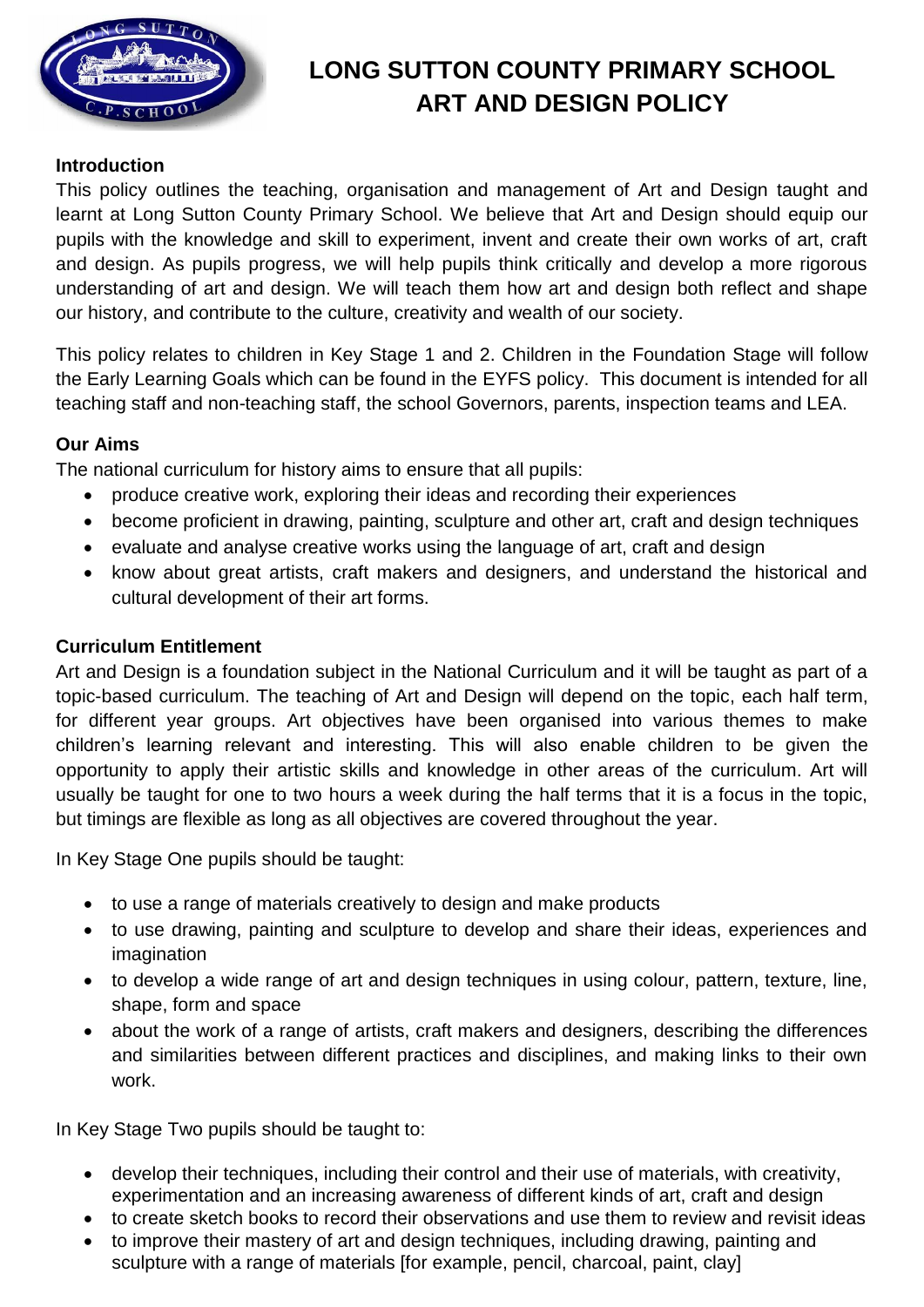# LONG SUTTON COUNTY PRIMARY SCHOOL ART AND DESIGN POLICY

## Introduction

This policy outlines the teaching, organisation and management of Art and Design taught and learnt at Long Sutton County Primary School. We believe that Art and Design should equip our pupils with the knowledge and skill to experiment, invent and create their own works of art, craft and design. As pupils progress, we will help pupils think critically and develop a more rigorous understanding of art and design. We will teach them how art and design both reflect and shape our history, and contribute to the culture, creativity and wealth of our society.

This policy relates to children in Key Stage 1 and 2. Children in the Foundation Stage will follow the Early Learning Goals which can be found in the EYFS policy. This document is intended for all teaching staff and non-teaching staff, the school Governors, parents, inspection teams and LEA.

## Our Aims

The national curriculum for history aims to ensure that all pupils:

- produce creative work, exploring their ideas and recording their experiences
- become proficient in drawing, painting, sculpture and other art, craft and design techniques
- evaluate and analyse creative works using the language of art, craft and design
- know about great artists, craft makers and designers, and understand the historical and cultural development of their art forms.

## Curriculum Entitlement

Art and Design is a foundation subject in the National Curriculum and it will be taught as part of a topic-based curriculum. The teaching of Art and Design will depend on the topic, each half term, for different year groups. Art objectives have been organised into various themes to make children's learning relevant and interesting. This will also enable children to be given the opportunity to apply their artistic skills and knowledge in other areas of the curriculum. Art will usually be taught for one to two hours a week during the half terms that it is a focus in the topic, but timings are flexible as long as all objectives are covered throughout the year.

In Key Stage One pupils should be taught:

- to use a range of materials creatively to design and make products
- to use drawing, painting and sculpture to develop and share their ideas, experiences and imagination
- to develop a wide range of art and design techniques in using colour, pattern, texture, line, shape, form and space
- about the work of a range of artists, craft makers and designers, describing the differences and similarities between different practices and disciplines, and making links to their own work.

In Key Stage Two pupils should be taught to:

- develop their techniques, including their control and their use of materials, with creativity, experimentation and an increasing awareness of different kinds of art, craft and design
- to create sketch books to record their observations and use them to review and revisit ideas
- to improve their mastery of art and design techniques, including drawing, painting and sculpture with a range of materials [for example, pencil, charcoal, paint, clay]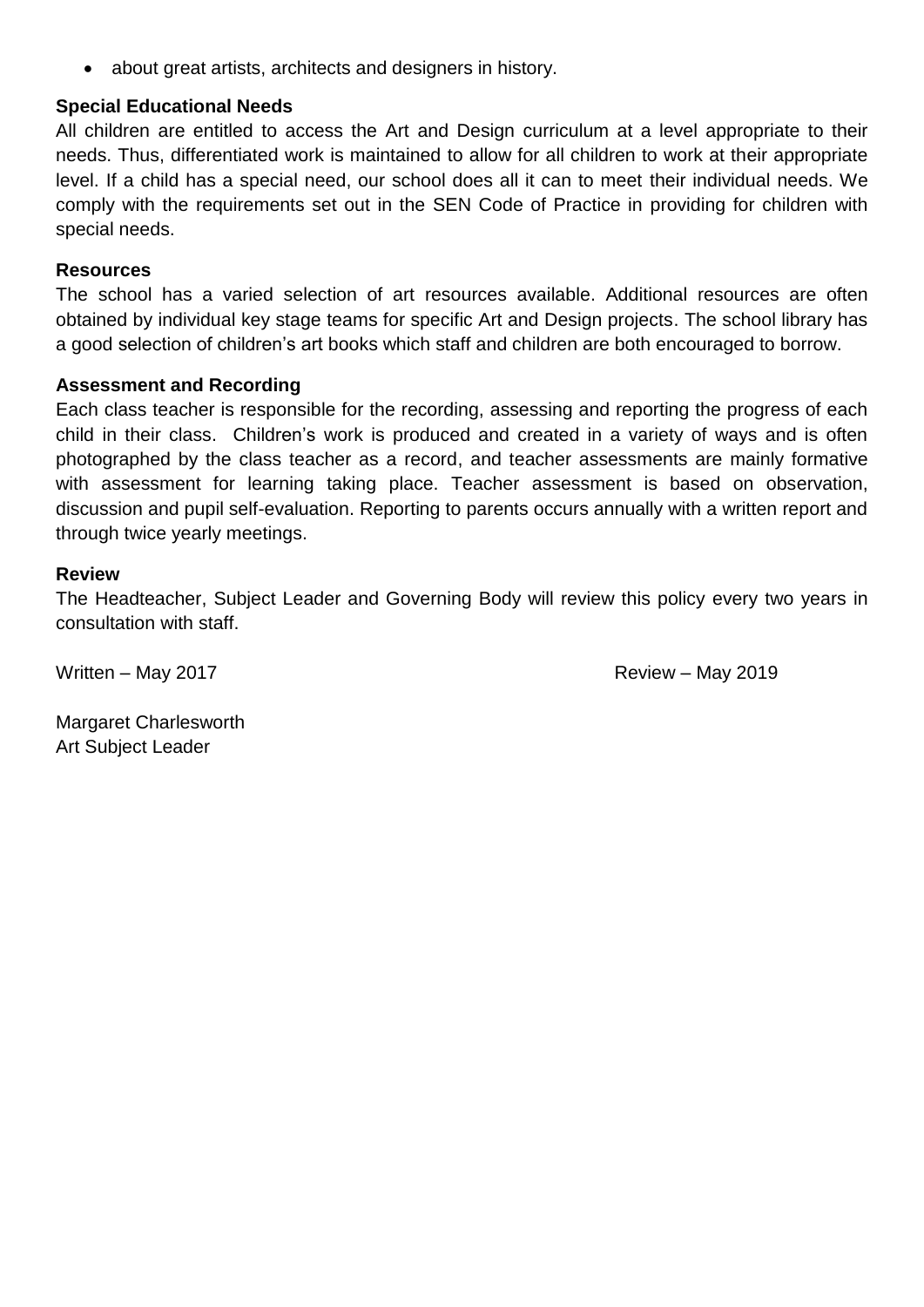- about great artists, architects and designers in history.

**Special Educational Needs**

All children are entitled to access the Art and Design curriculum at a level appropriate to their needs. Thus, differentiated work is maintained to allow for all children to work at their appropriate level. If a child has a special need, our school does all it can to meet their individual needs. We comply with the requirements set out in the SEN Code of Practice in providing for children with special needs.

**Resources**

The school has a varied selection of art resources available. Additional resources are often obtained by individual key stage teams for specific Art and Design projects. The school library has a good selection of children's art books which staff and children are both encouraged to borrow.

**Assessment and Recording**

Each class teacher is responsible for the recording, assessing and reporting the progress of each child in their class. Children's work is produced and created in a variety of ways and is often photographed by the class teacher as a record, and teacher assessments are mainly formative with assessment for learning taking place. Teacher assessment is based on observation, discussion and pupil self-evaluation. Reporting to parents occurs annually with a written report and through twice yearly meetings.

**Review**

The Headteacher, Subject Leader and Governing Body will review this policy every two years in consultation with staff.

Written – May 2017 Review – May 2019

Margaret Charlesworth
Art Subject Leader